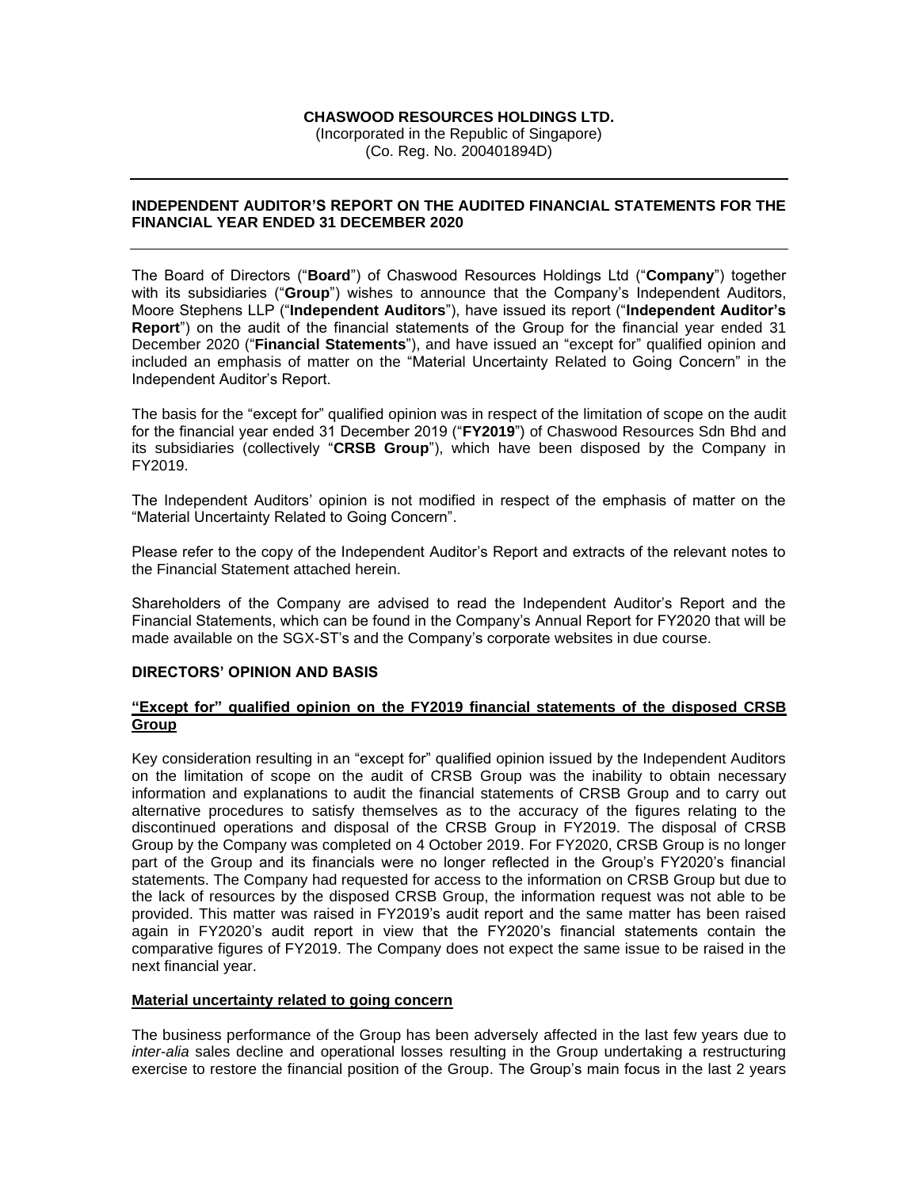**CHASWOOD RESOURCES HOLDINGS LTD.**
(Incorporated in the Republic of Singapore)
(Co. Reg. No. 200401894D)

---

## INDEPENDENT AUDITOR'S REPORT ON THE AUDITED FINANCIAL STATEMENTS FOR THE FINANCIAL YEAR ENDED 31 DECEMBER 2020

---

The Board of Directors ("**Board**") of Chaswood Resources Holdings Ltd ("**Company**") together with its subsidiaries ("**Group**") wishes to announce that the Company's Independent Auditors, Moore Stephens LLP ("**Independent Auditors**"), have issued its report ("**Independent Auditor's Report**") on the audit of the financial statements of the Group for the financial year ended 31 December 2020 ("**Financial Statements**"), and have issued an "except for" qualified opinion and included an emphasis of matter on the "Material Uncertainty Related to Going Concern" in the Independent Auditor's Report.

The basis for the "except for" qualified opinion was in respect of the limitation of scope on the audit for the financial year ended 31 December 2019 ("**FY2019**") of Chaswood Resources Sdn Bhd and its subsidiaries (collectively "**CRSB Group**"), which have been disposed by the Company in FY2019.

The Independent Auditors' opinion is not modified in respect of the emphasis of matter on the "Material Uncertainty Related to Going Concern".

Please refer to the copy of the Independent Auditor's Report and extracts of the relevant notes to the Financial Statement attached herein.

Shareholders of the Company are advised to read the Independent Auditor's Report and the Financial Statements, which can be found in the Company's Annual Report for FY2020 that will be made available on the SGX-ST's and the Company's corporate websites in due course.

### DIRECTORS' OPINION AND BASIS

**"Except for" qualified opinion on the FY2019 financial statements of the disposed CRSB Group**

Key consideration resulting in an "except for" qualified opinion issued by the Independent Auditors on the limitation of scope on the audit of CRSB Group was the inability to obtain necessary information and explanations to audit the financial statements of CRSB Group and to carry out alternative procedures to satisfy themselves as to the accuracy of the figures relating to the discontinued operations and disposal of the CRSB Group in FY2019. The disposal of CRSB Group by the Company was completed on 4 October 2019. For FY2020, CRSB Group is no longer part of the Group and its financials were no longer reflected in the Group's FY2020's financial statements. The Company had requested for access to the information on CRSB Group but due to the lack of resources by the disposed CRSB Group, the information request was not able to be provided. This matter was raised in FY2019's audit report and the same matter has been raised again in FY2020's audit report in view that the FY2020's financial statements contain the comparative figures of FY2019. The Company does not expect the same issue to be raised in the next financial year.

**Material uncertainty related to going concern**

The business performance of the Group has been adversely affected in the last few years due to *inter-alia* sales decline and operational losses resulting in the Group undertaking a restructuring exercise to restore the financial position of the Group. The Group's main focus in the last 2 years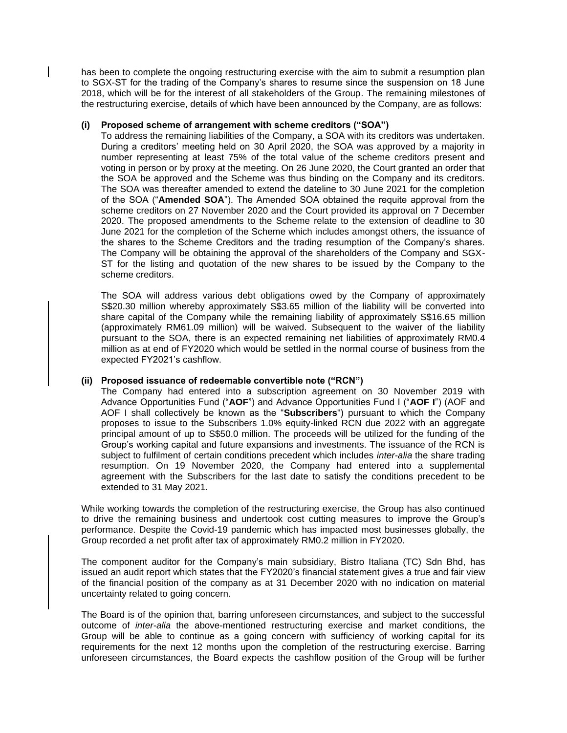has been to complete the ongoing restructuring exercise with the aim to submit a resumption plan to SGX-ST for the trading of the Company's shares to resume since the suspension on 18 June 2018, which will be for the interest of all stakeholders of the Group. The remaining milestones of the restructuring exercise, details of which have been announced by the Company, are as follows:

**(i) Proposed scheme of arrangement with scheme creditors ("SOA")**

To address the remaining liabilities of the Company, a SOA with its creditors was undertaken. During a creditors' meeting held on 30 April 2020, the SOA was approved by a majority in number representing at least 75% of the total value of the scheme creditors present and voting in person or by proxy at the meeting. On 26 June 2020, the Court granted an order that the SOA be approved and the Scheme was thus binding on the Company and its creditors. The SOA was thereafter amended to extend the dateline to 30 June 2021 for the completion of the SOA ("**Amended SOA**"). The Amended SOA obtained the requite approval from the scheme creditors on 27 November 2020 and the Court provided its approval on 7 December 2020. The proposed amendments to the Scheme relate to the extension of deadline to 30 June 2021 for the completion of the Scheme which includes amongst others, the issuance of the shares to the Scheme Creditors and the trading resumption of the Company's shares. The Company will be obtaining the approval of the shareholders of the Company and SGX-ST for the listing and quotation of the new shares to be issued by the Company to the scheme creditors.

The SOA will address various debt obligations owed by the Company of approximately S$20.30 million whereby approximately S$3.65 million of the liability will be converted into share capital of the Company while the remaining liability of approximately S$16.65 million (approximately RM61.09 million) will be waived. Subsequent to the waiver of the liability pursuant to the SOA, there is an expected remaining net liabilities of approximately RM0.4 million as at end of FY2020 which would be settled in the normal course of business from the expected FY2021's cashflow.

**(ii) Proposed issuance of redeemable convertible note ("RCN")**

The Company had entered into a subscription agreement on 30 November 2019 with Advance Opportunities Fund ("**AOF**") and Advance Opportunities Fund I ("**AOF I**") (AOF and AOF I shall collectively be known as the "**Subscribers**") pursuant to which the Company proposes to issue to the Subscribers 1.0% equity-linked RCN due 2022 with an aggregate principal amount of up to S$50.0 million. The proceeds will be utilized for the funding of the Group's working capital and future expansions and investments. The issuance of the RCN is subject to fulfilment of certain conditions precedent which includes *inter-alia* the share trading resumption. On 19 November 2020, the Company had entered into a supplemental agreement with the Subscribers for the last date to satisfy the conditions precedent to be extended to 31 May 2021.

While working towards the completion of the restructuring exercise, the Group has also continued to drive the remaining business and undertook cost cutting measures to improve the Group's performance. Despite the Covid-19 pandemic which has impacted most businesses globally, the Group recorded a net profit after tax of approximately RM0.2 million in FY2020.

The component auditor for the Company's main subsidiary, Bistro Italiana (TC) Sdn Bhd, has issued an audit report which states that the FY2020's financial statement gives a true and fair view of the financial position of the company as at 31 December 2020 with no indication on material uncertainty related to going concern.

The Board is of the opinion that, barring unforeseen circumstances, and subject to the successful outcome of *inter-alia* the above-mentioned restructuring exercise and market conditions, the Group will be able to continue as a going concern with sufficiency of working capital for its requirements for the next 12 months upon the completion of the restructuring exercise. Barring unforeseen circumstances, the Board expects the cashflow position of the Group will be further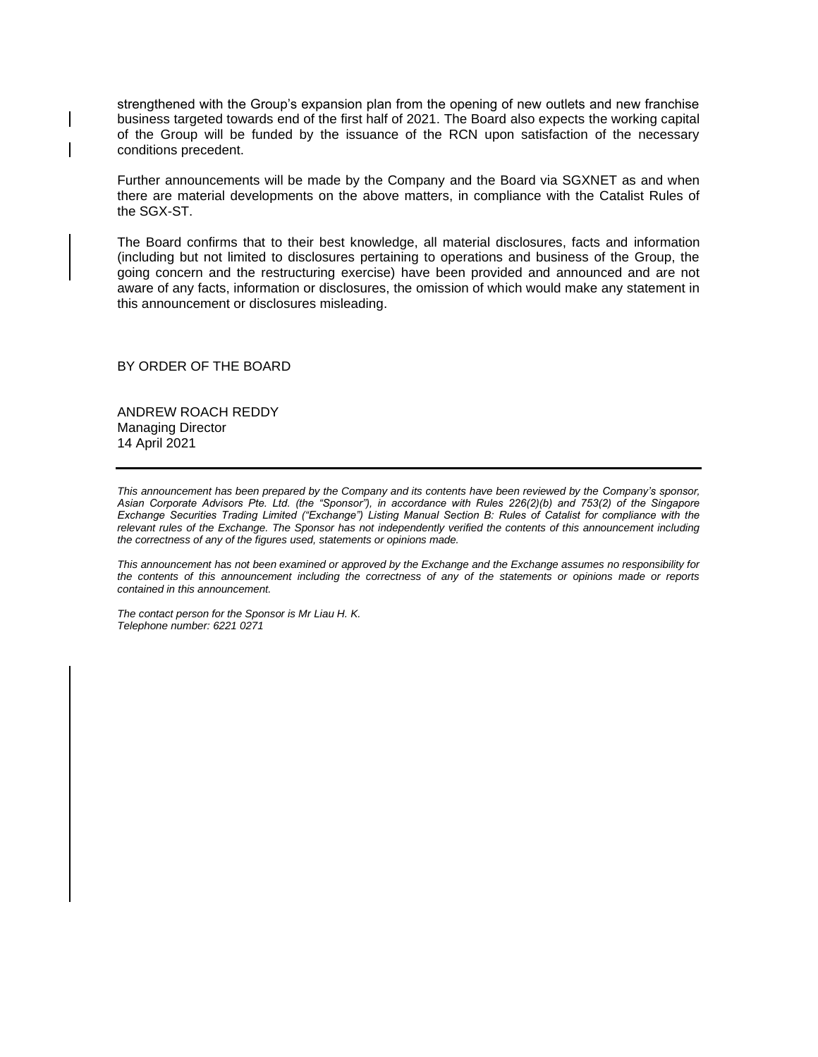strengthened with the Group's expansion plan from the opening of new outlets and new franchise business targeted towards end of the first half of 2021. The Board also expects the working capital of the Group will be funded by the issuance of the RCN upon satisfaction of the necessary conditions precedent.

Further announcements will be made by the Company and the Board via SGXNET as and when there are material developments on the above matters, in compliance with the Catalist Rules of the SGX-ST.

The Board confirms that to their best knowledge, all material disclosures, facts and information (including but not limited to disclosures pertaining to operations and business of the Group, the going concern and the restructuring exercise) have been provided and announced and are not aware of any facts, information or disclosures, the omission of which would make any statement in this announcement or disclosures misleading.

BY ORDER OF THE BOARD

ANDREW ROACH REDDY
Managing Director
14 April 2021

---

*This announcement has been prepared by the Company and its contents have been reviewed by the Company's sponsor, Asian Corporate Advisors Pte. Ltd. (the "Sponsor"), in accordance with Rules 226(2)(b) and 753(2) of the Singapore Exchange Securities Trading Limited ("Exchange") Listing Manual Section B: Rules of Catalist for compliance with the relevant rules of the Exchange. The Sponsor has not independently verified the contents of this announcement including the correctness of any of the figures used, statements or opinions made.*

*This announcement has not been examined or approved by the Exchange and the Exchange assumes no responsibility for the contents of this announcement including the correctness of any of the statements or opinions made or reports contained in this announcement.*

*The contact person for the Sponsor is Mr Liau H. K.*
*Telephone number: 6221 0271*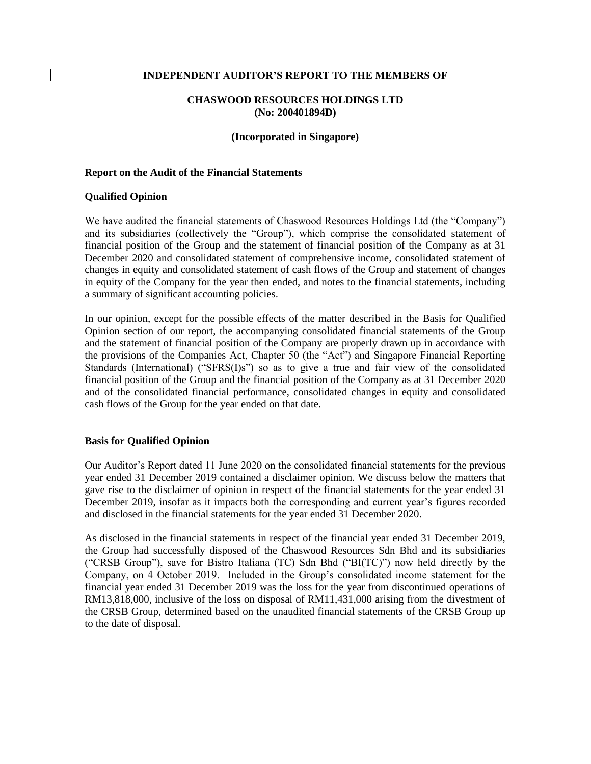**INDEPENDENT AUDITOR'S REPORT TO THE MEMBERS OF**

**CHASWOOD RESOURCES HOLDINGS LTD**
**(No: 200401894D)**

**(Incorporated in Singapore)**

**Report on the Audit of the Financial Statements**

**Qualified Opinion**

We have audited the financial statements of Chaswood Resources Holdings Ltd (the "Company") and its subsidiaries (collectively the "Group"), which comprise the consolidated statement of financial position of the Group and the statement of financial position of the Company as at 31 December 2020 and consolidated statement of comprehensive income, consolidated statement of changes in equity and consolidated statement of cash flows of the Group and statement of changes in equity of the Company for the year then ended, and notes to the financial statements, including a summary of significant accounting policies.

In our opinion, except for the possible effects of the matter described in the Basis for Qualified Opinion section of our report, the accompanying consolidated financial statements of the Group and the statement of financial position of the Company are properly drawn up in accordance with the provisions of the Companies Act, Chapter 50 (the "Act") and Singapore Financial Reporting Standards (International) ("SFRS(I)s") so as to give a true and fair view of the consolidated financial position of the Group and the financial position of the Company as at 31 December 2020 and of the consolidated financial performance, consolidated changes in equity and consolidated cash flows of the Group for the year ended on that date.

**Basis for Qualified Opinion**

Our Auditor's Report dated 11 June 2020 on the consolidated financial statements for the previous year ended 31 December 2019 contained a disclaimer opinion. We discuss below the matters that gave rise to the disclaimer of opinion in respect of the financial statements for the year ended 31 December 2019, insofar as it impacts both the corresponding and current year's figures recorded and disclosed in the financial statements for the year ended 31 December 2020.

As disclosed in the financial statements in respect of the financial year ended 31 December 2019, the Group had successfully disposed of the Chaswood Resources Sdn Bhd and its subsidiaries ("CRSB Group"), save for Bistro Italiana (TC) Sdn Bhd ("BI(TC)") now held directly by the Company, on 4 October 2019. Included in the Group's consolidated income statement for the financial year ended 31 December 2019 was the loss for the year from discontinued operations of RM13,818,000, inclusive of the loss on disposal of RM11,431,000 arising from the divestment of the CRSB Group, determined based on the unaudited financial statements of the CRSB Group up to the date of disposal.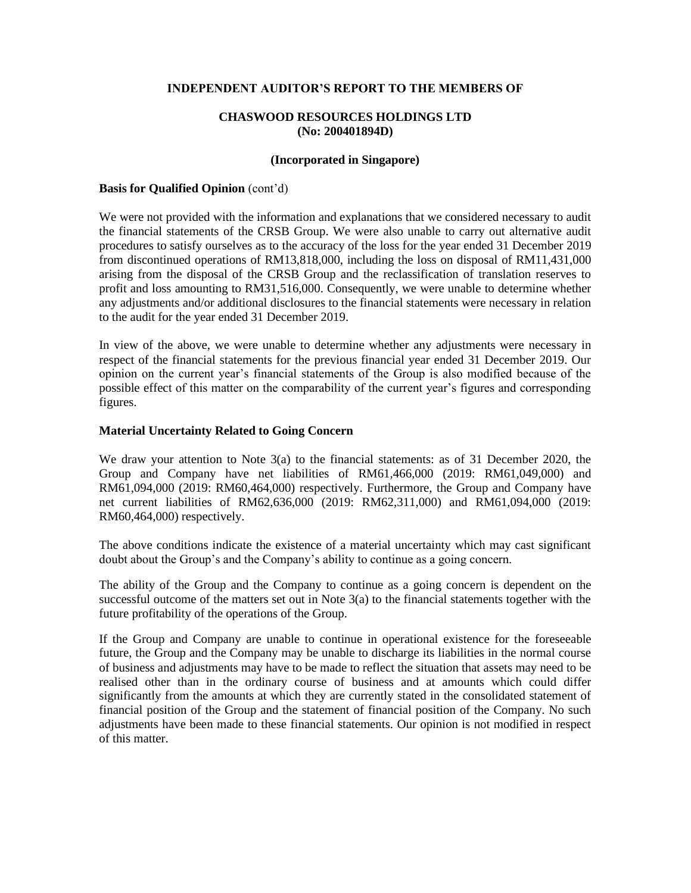**INDEPENDENT AUDITOR'S REPORT TO THE MEMBERS OF**

**CHASWOOD RESOURCES HOLDINGS LTD**
**(No: 200401894D)**

**(Incorporated in Singapore)**

**Basis for Qualified Opinion** (cont'd)

We were not provided with the information and explanations that we considered necessary to audit the financial statements of the CRSB Group. We were also unable to carry out alternative audit procedures to satisfy ourselves as to the accuracy of the loss for the year ended 31 December 2019 from discontinued operations of RM13,818,000, including the loss on disposal of RM11,431,000 arising from the disposal of the CRSB Group and the reclassification of translation reserves to profit and loss amounting to RM31,516,000. Consequently, we were unable to determine whether any adjustments and/or additional disclosures to the financial statements were necessary in relation to the audit for the year ended 31 December 2019.

In view of the above, we were unable to determine whether any adjustments were necessary in respect of the financial statements for the previous financial year ended 31 December 2019. Our opinion on the current year's financial statements of the Group is also modified because of the possible effect of this matter on the comparability of the current year's figures and corresponding figures.

**Material Uncertainty Related to Going Concern**

We draw your attention to Note 3(a) to the financial statements: as of 31 December 2020, the Group and Company have net liabilities of RM61,466,000 (2019: RM61,049,000) and RM61,094,000 (2019: RM60,464,000) respectively. Furthermore, the Group and Company have net current liabilities of RM62,636,000 (2019: RM62,311,000) and RM61,094,000 (2019: RM60,464,000) respectively.

The above conditions indicate the existence of a material uncertainty which may cast significant doubt about the Group's and the Company's ability to continue as a going concern.

The ability of the Group and the Company to continue as a going concern is dependent on the successful outcome of the matters set out in Note 3(a) to the financial statements together with the future profitability of the operations of the Group.

If the Group and Company are unable to continue in operational existence for the foreseeable future, the Group and the Company may be unable to discharge its liabilities in the normal course of business and adjustments may have to be made to reflect the situation that assets may need to be realised other than in the ordinary course of business and at amounts which could differ significantly from the amounts at which they are currently stated in the consolidated statement of financial position of the Group and the statement of financial position of the Company. No such adjustments have been made to these financial statements. Our opinion is not modified in respect of this matter.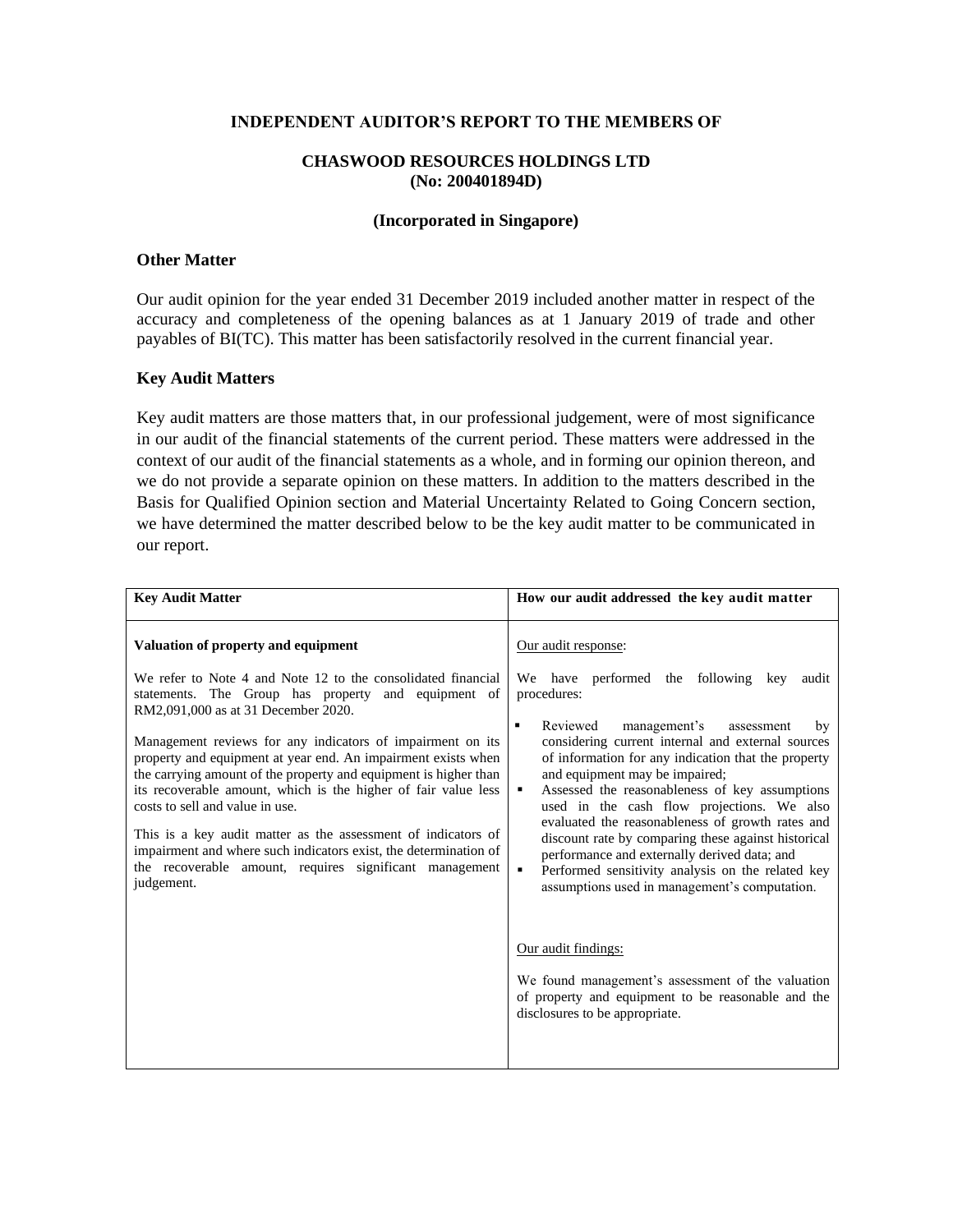**INDEPENDENT AUDITOR'S REPORT TO THE MEMBERS OF**

**CHASWOOD RESOURCES HOLDINGS LTD**
**(No: 200401894D)**

**(Incorporated in Singapore)**

## Other Matter

Our audit opinion for the year ended 31 December 2019 included another matter in respect of the accuracy and completeness of the opening balances as at 1 January 2019 of trade and other payables of BI(TC). This matter has been satisfactorily resolved in the current financial year.

## Key Audit Matters

Key audit matters are those matters that, in our professional judgement, were of most significance in our audit of the financial statements of the current period. These matters were addressed in the context of our audit of the financial statements as a whole, and in forming our opinion thereon, and we do not provide a separate opinion on these matters. In addition to the matters described in the Basis for Qualified Opinion section and Material Uncertainty Related to Going Concern section, we have determined the matter described below to be the key audit matter to be communicated in our report.

| Key Audit Matter | How our audit addressed the key audit matter |
|---|---|
| **Valuation of property and equipment**<br><br>We refer to Note 4 and Note 12 to the consolidated financial statements. The Group has property and equipment of RM2,091,000 as at 31 December 2020.<br><br>Management reviews for any indicators of impairment on its property and equipment at year end. An impairment exists when the carrying amount of the property and equipment is higher than its recoverable amount, which is the higher of fair value less costs to sell and value in use.<br><br>This is a key audit matter as the assessment of indicators of impairment and where such indicators exist, the determination of the recoverable amount, requires significant management judgement. | Our audit response:<br><br>We have performed the following key audit procedures:<br><br>▪ Reviewed management's assessment by considering current internal and external sources of information for any indication that the property and equipment may be impaired;<br>▪ Assessed the reasonableness of key assumptions used in the cash flow projections. We also evaluated the reasonableness of growth rates and discount rate by comparing these against historical performance and externally derived data; and<br>▪ Performed sensitivity analysis on the related key assumptions used in management's computation.<br><br>Our audit findings:<br><br>We found management's assessment of the valuation of property and equipment to be reasonable and the disclosures to be appropriate. |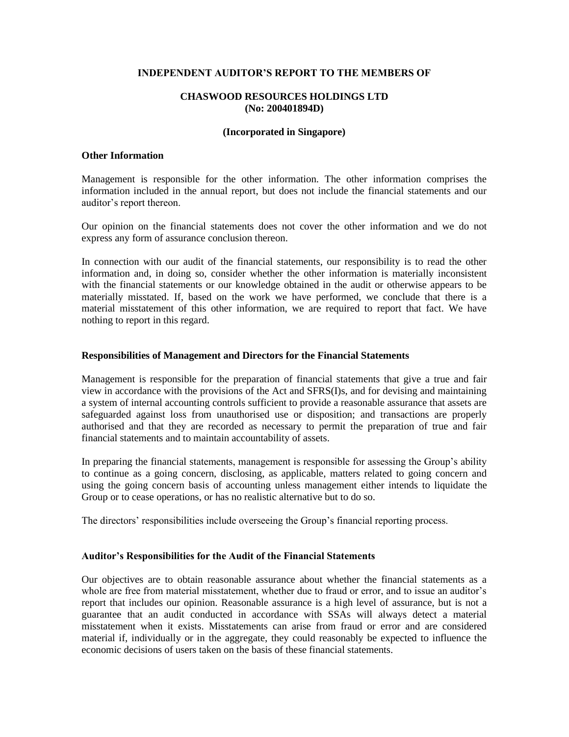**INDEPENDENT AUDITOR'S REPORT TO THE MEMBERS OF**

**CHASWOOD RESOURCES HOLDINGS LTD**
**(No: 200401894D)**

**(Incorporated in Singapore)**

### Other Information

Management is responsible for the other information. The other information comprises the information included in the annual report, but does not include the financial statements and our auditor's report thereon.

Our opinion on the financial statements does not cover the other information and we do not express any form of assurance conclusion thereon.

In connection with our audit of the financial statements, our responsibility is to read the other information and, in doing so, consider whether the other information is materially inconsistent with the financial statements or our knowledge obtained in the audit or otherwise appears to be materially misstated. If, based on the work we have performed, we conclude that there is a material misstatement of this other information, we are required to report that fact. We have nothing to report in this regard.

### Responsibilities of Management and Directors for the Financial Statements

Management is responsible for the preparation of financial statements that give a true and fair view in accordance with the provisions of the Act and SFRS(I)s, and for devising and maintaining a system of internal accounting controls sufficient to provide a reasonable assurance that assets are safeguarded against loss from unauthorised use or disposition; and transactions are properly authorised and that they are recorded as necessary to permit the preparation of true and fair financial statements and to maintain accountability of assets.

In preparing the financial statements, management is responsible for assessing the Group's ability to continue as a going concern, disclosing, as applicable, matters related to going concern and using the going concern basis of accounting unless management either intends to liquidate the Group or to cease operations, or has no realistic alternative but to do so.

The directors' responsibilities include overseeing the Group's financial reporting process.

### Auditor's Responsibilities for the Audit of the Financial Statements

Our objectives are to obtain reasonable assurance about whether the financial statements as a whole are free from material misstatement, whether due to fraud or error, and to issue an auditor's report that includes our opinion. Reasonable assurance is a high level of assurance, but is not a guarantee that an audit conducted in accordance with SSAs will always detect a material misstatement when it exists. Misstatements can arise from fraud or error and are considered material if, individually or in the aggregate, they could reasonably be expected to influence the economic decisions of users taken on the basis of these financial statements.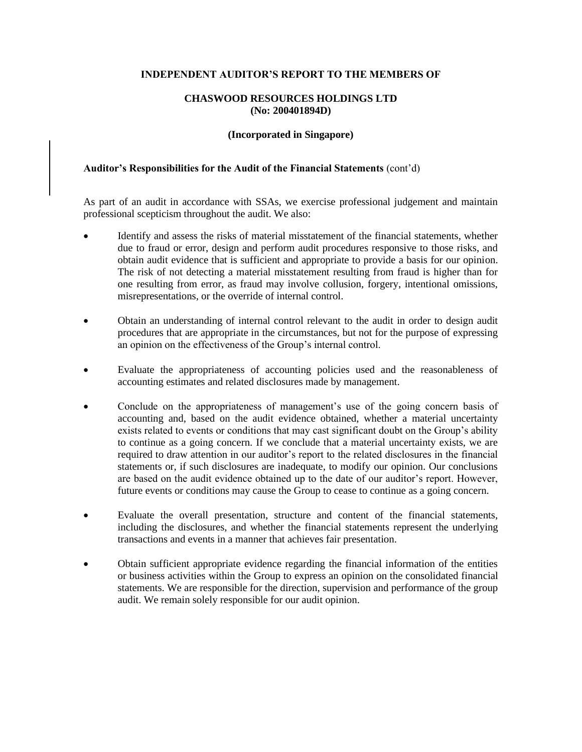**INDEPENDENT AUDITOR'S REPORT TO THE MEMBERS OF**

**CHASWOOD RESOURCES HOLDINGS LTD**
**(No: 200401894D)**

**(Incorporated in Singapore)**

**Auditor's Responsibilities for the Audit of the Financial Statements** (cont'd)

As part of an audit in accordance with SSAs, we exercise professional judgement and maintain professional scepticism throughout the audit. We also:

- Identify and assess the risks of material misstatement of the financial statements, whether due to fraud or error, design and perform audit procedures responsive to those risks, and obtain audit evidence that is sufficient and appropriate to provide a basis for our opinion. The risk of not detecting a material misstatement resulting from fraud is higher than for one resulting from error, as fraud may involve collusion, forgery, intentional omissions, misrepresentations, or the override of internal control.

- Obtain an understanding of internal control relevant to the audit in order to design audit procedures that are appropriate in the circumstances, but not for the purpose of expressing an opinion on the effectiveness of the Group's internal control.

- Evaluate the appropriateness of accounting policies used and the reasonableness of accounting estimates and related disclosures made by management.

- Conclude on the appropriateness of management's use of the going concern basis of accounting and, based on the audit evidence obtained, whether a material uncertainty exists related to events or conditions that may cast significant doubt on the Group's ability to continue as a going concern. If we conclude that a material uncertainty exists, we are required to draw attention in our auditor's report to the related disclosures in the financial statements or, if such disclosures are inadequate, to modify our opinion. Our conclusions are based on the audit evidence obtained up to the date of our auditor's report. However, future events or conditions may cause the Group to cease to continue as a going concern.

- Evaluate the overall presentation, structure and content of the financial statements, including the disclosures, and whether the financial statements represent the underlying transactions and events in a manner that achieves fair presentation.

- Obtain sufficient appropriate evidence regarding the financial information of the entities or business activities within the Group to express an opinion on the consolidated financial statements. We are responsible for the direction, supervision and performance of the group audit. We remain solely responsible for our audit opinion.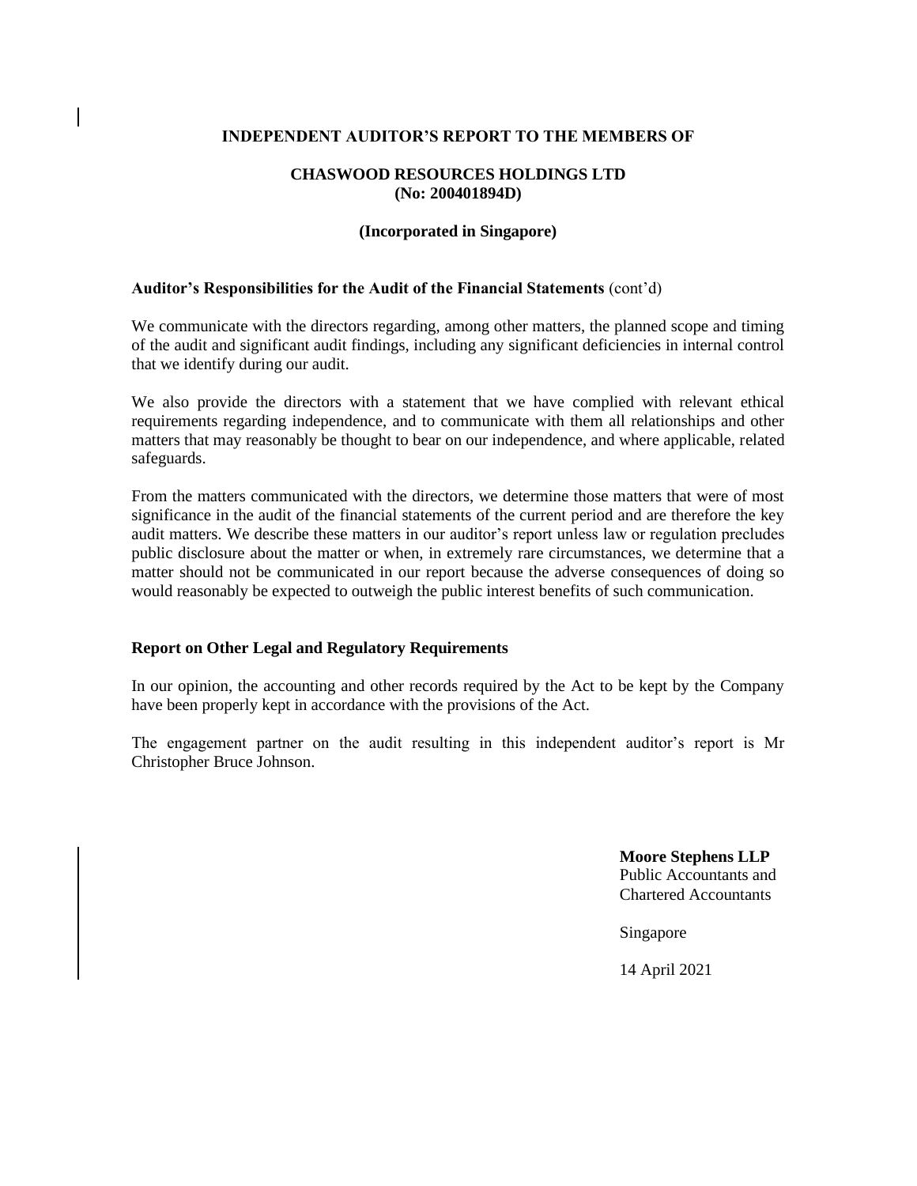**INDEPENDENT AUDITOR'S REPORT TO THE MEMBERS OF**

**CHASWOOD RESOURCES HOLDINGS LTD**
**(No: 200401894D)**

**(Incorporated in Singapore)**

**Auditor's Responsibilities for the Audit of the Financial Statements** (cont'd)

We communicate with the directors regarding, among other matters, the planned scope and timing of the audit and significant audit findings, including any significant deficiencies in internal control that we identify during our audit.

We also provide the directors with a statement that we have complied with relevant ethical requirements regarding independence, and to communicate with them all relationships and other matters that may reasonably be thought to bear on our independence, and where applicable, related safeguards.

From the matters communicated with the directors, we determine those matters that were of most significance in the audit of the financial statements of the current period and are therefore the key audit matters. We describe these matters in our auditor's report unless law or regulation precludes public disclosure about the matter or when, in extremely rare circumstances, we determine that a matter should not be communicated in our report because the adverse consequences of doing so would reasonably be expected to outweigh the public interest benefits of such communication.

**Report on Other Legal and Regulatory Requirements**

In our opinion, the accounting and other records required by the Act to be kept by the Company have been properly kept in accordance with the provisions of the Act.

The engagement partner on the audit resulting in this independent auditor's report is Mr Christopher Bruce Johnson.

**Moore Stephens LLP**
Public Accountants and
Chartered Accountants

Singapore

14 April 2021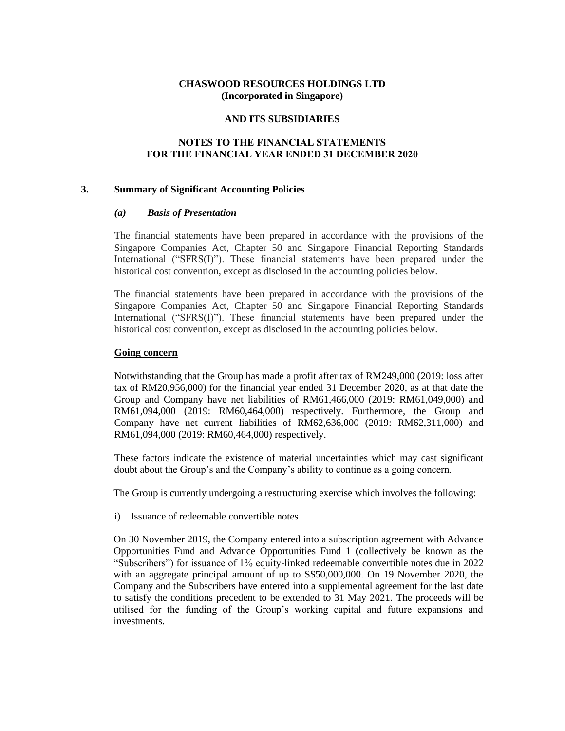**CHASWOOD RESOURCES HOLDINGS LTD**
**(Incorporated in Singapore)**

**AND ITS SUBSIDIARIES**

**NOTES TO THE FINANCIAL STATEMENTS**
**FOR THE FINANCIAL YEAR ENDED 31 DECEMBER 2020**

## 3. Summary of Significant Accounting Policies

### *(a) Basis of Presentation*

The financial statements have been prepared in accordance with the provisions of the Singapore Companies Act, Chapter 50 and Singapore Financial Reporting Standards International ("SFRS(I)"). These financial statements have been prepared under the historical cost convention, except as disclosed in the accounting policies below.

The financial statements have been prepared in accordance with the provisions of the Singapore Companies Act, Chapter 50 and Singapore Financial Reporting Standards International ("SFRS(I)"). These financial statements have been prepared under the historical cost convention, except as disclosed in the accounting policies below.

**Going concern**

Notwithstanding that the Group has made a profit after tax of RM249,000 (2019: loss after tax of RM20,956,000) for the financial year ended 31 December 2020, as at that date the Group and Company have net liabilities of RM61,466,000 (2019: RM61,049,000) and RM61,094,000 (2019: RM60,464,000) respectively. Furthermore, the Group and Company have net current liabilities of RM62,636,000 (2019: RM62,311,000) and RM61,094,000 (2019: RM60,464,000) respectively.

These factors indicate the existence of material uncertainties which may cast significant doubt about the Group's and the Company's ability to continue as a going concern.

The Group is currently undergoing a restructuring exercise which involves the following:

i) Issuance of redeemable convertible notes

On 30 November 2019, the Company entered into a subscription agreement with Advance Opportunities Fund and Advance Opportunities Fund 1 (collectively be known as the "Subscribers") for issuance of 1% equity-linked redeemable convertible notes due in 2022 with an aggregate principal amount of up to S$50,000,000. On 19 November 2020, the Company and the Subscribers have entered into a supplemental agreement for the last date to satisfy the conditions precedent to be extended to 31 May 2021. The proceeds will be utilised for the funding of the Group's working capital and future expansions and investments.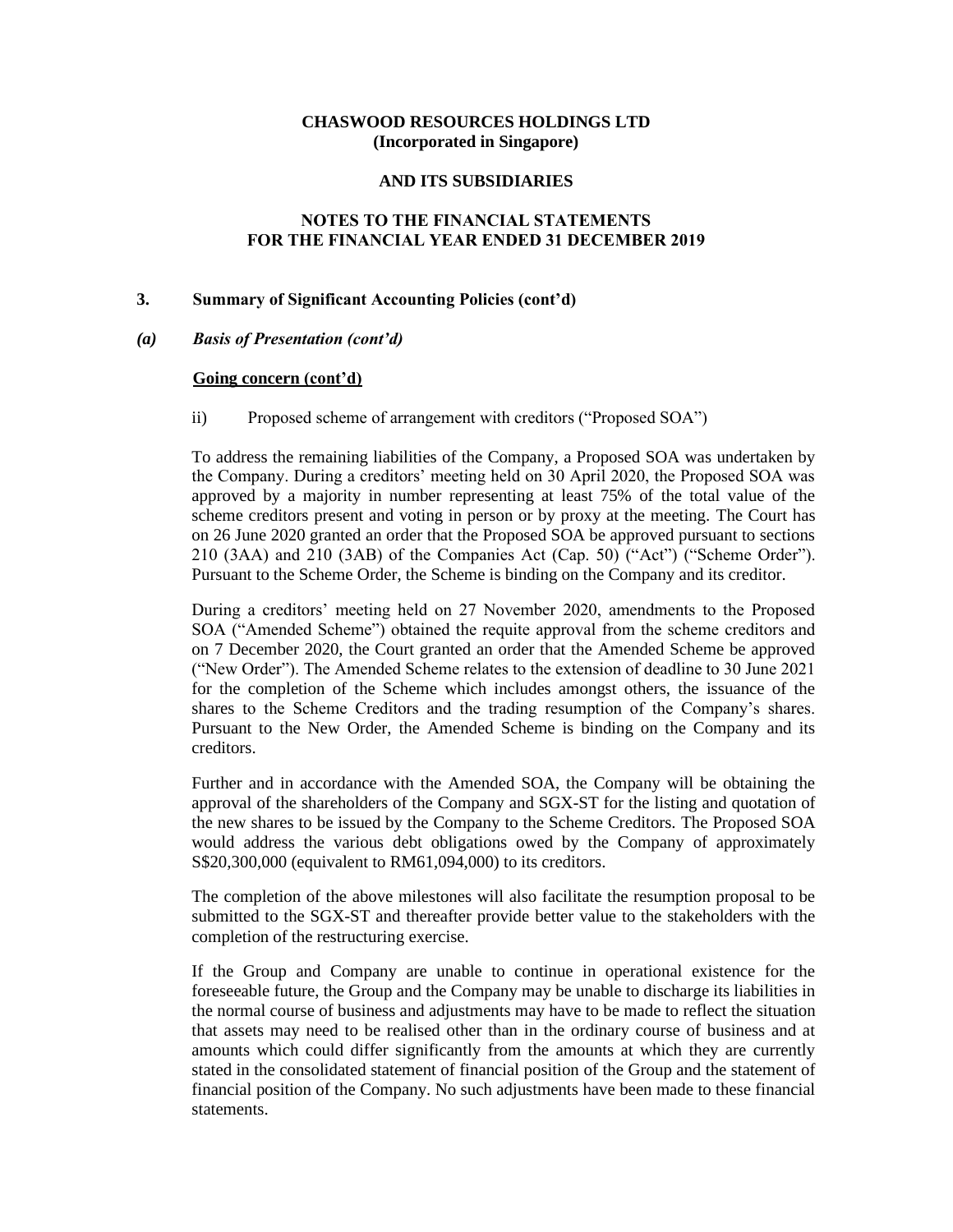**CHASWOOD RESOURCES HOLDINGS LTD**
**(Incorporated in Singapore)**

**AND ITS SUBSIDIARIES**

**NOTES TO THE FINANCIAL STATEMENTS**
**FOR THE FINANCIAL YEAR ENDED 31 DECEMBER 2019**

## 3. Summary of Significant Accounting Policies (cont'd)

### *(a) Basis of Presentation (cont'd)*

**Going concern (cont'd)**

ii) Proposed scheme of arrangement with creditors ("Proposed SOA")

To address the remaining liabilities of the Company, a Proposed SOA was undertaken by the Company. During a creditors' meeting held on 30 April 2020, the Proposed SOA was approved by a majority in number representing at least 75% of the total value of the scheme creditors present and voting in person or by proxy at the meeting. The Court has on 26 June 2020 granted an order that the Proposed SOA be approved pursuant to sections 210 (3AA) and 210 (3AB) of the Companies Act (Cap. 50) ("Act") ("Scheme Order"). Pursuant to the Scheme Order, the Scheme is binding on the Company and its creditor.

During a creditors' meeting held on 27 November 2020, amendments to the Proposed SOA ("Amended Scheme") obtained the requite approval from the scheme creditors and on 7 December 2020, the Court granted an order that the Amended Scheme be approved ("New Order"). The Amended Scheme relates to the extension of deadline to 30 June 2021 for the completion of the Scheme which includes amongst others, the issuance of the shares to the Scheme Creditors and the trading resumption of the Company's shares. Pursuant to the New Order, the Amended Scheme is binding on the Company and its creditors.

Further and in accordance with the Amended SOA, the Company will be obtaining the approval of the shareholders of the Company and SGX-ST for the listing and quotation of the new shares to be issued by the Company to the Scheme Creditors. The Proposed SOA would address the various debt obligations owed by the Company of approximately S$20,300,000 (equivalent to RM61,094,000) to its creditors.

The completion of the above milestones will also facilitate the resumption proposal to be submitted to the SGX-ST and thereafter provide better value to the stakeholders with the completion of the restructuring exercise.

If the Group and Company are unable to continue in operational existence for the foreseeable future, the Group and the Company may be unable to discharge its liabilities in the normal course of business and adjustments may have to be made to reflect the situation that assets may need to be realised other than in the ordinary course of business and at amounts which could differ significantly from the amounts at which they are currently stated in the consolidated statement of financial position of the Group and the statement of financial position of the Company. No such adjustments have been made to these financial statements.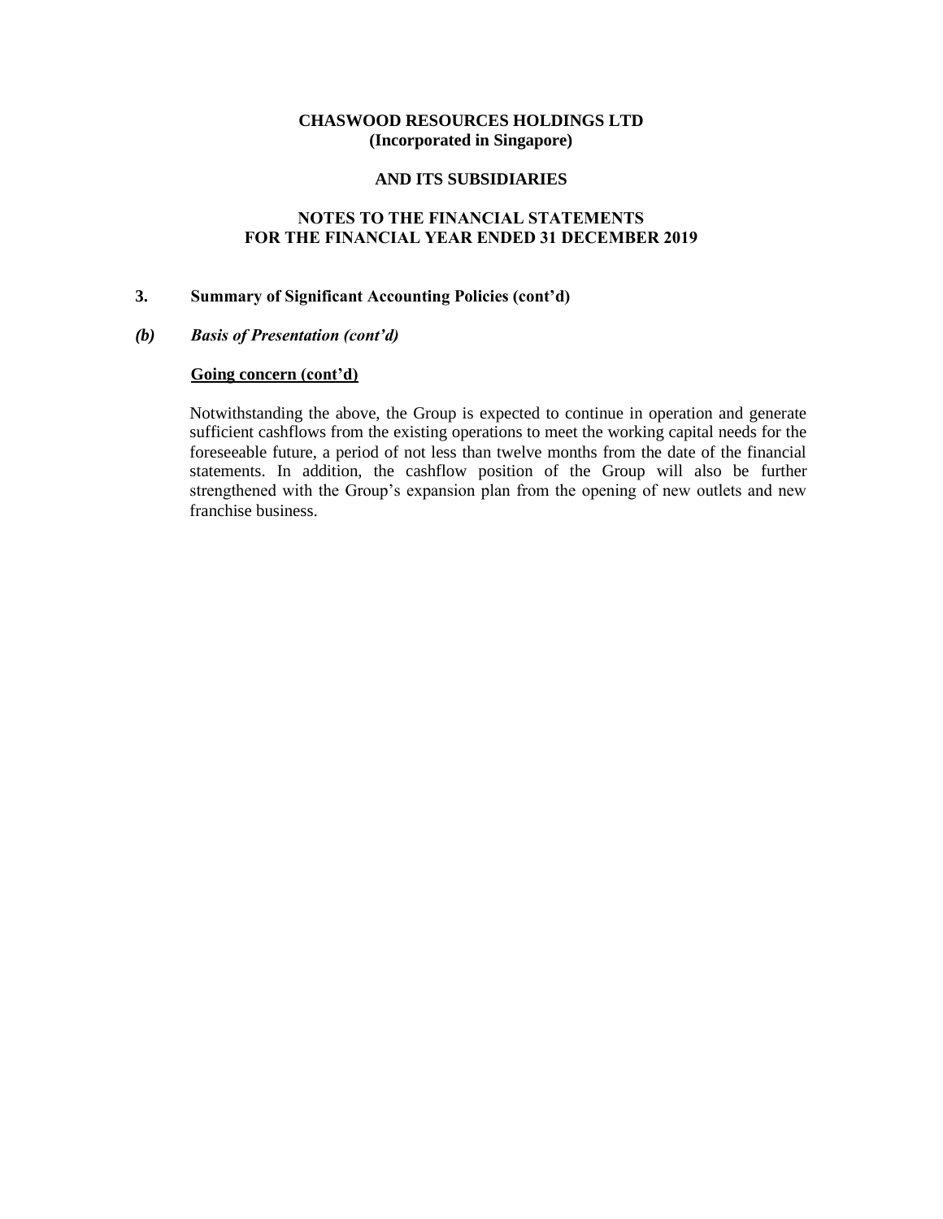**CHASWOOD RESOURCES HOLDINGS LTD**
**(Incorporated in Singapore)**

**AND ITS SUBSIDIARIES**

**NOTES TO THE FINANCIAL STATEMENTS**
**FOR THE FINANCIAL YEAR ENDED 31 DECEMBER 2019**

## 3. Summary of Significant Accounting Policies (cont'd)

### *(b) Basis of Presentation (cont'd)*

**Going concern (cont'd)**

Notwithstanding the above, the Group is expected to continue in operation and generate sufficient cashflows from the existing operations to meet the working capital needs for the foreseeable future, a period of not less than twelve months from the date of the financial statements. In addition, the cashflow position of the Group will also be further strengthened with the Group's expansion plan from the opening of new outlets and new franchise business.